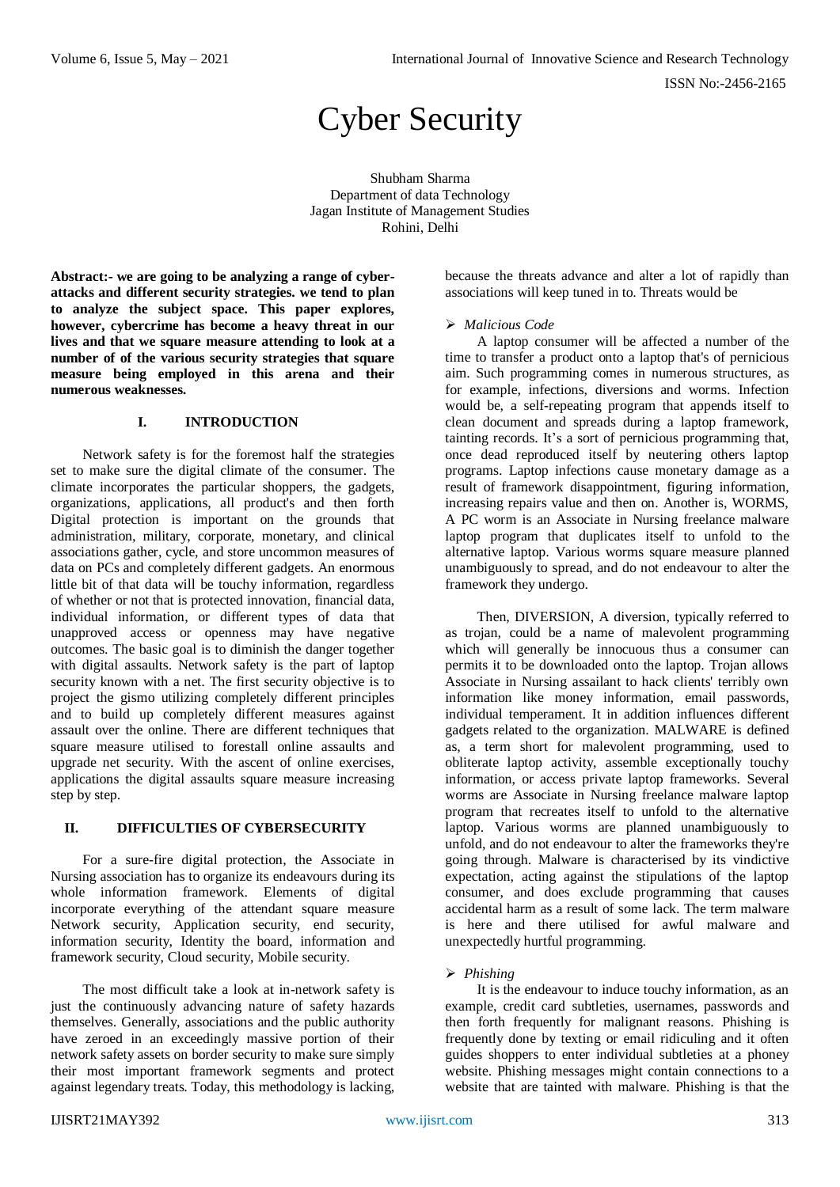# Cyber Security

Shubham Sharma
Department of data Technology
Jagan Institute of Management Studies
Rohini, Delhi

**Abstract:- we are going to be analyzing a range of cyber-attacks and different security strategies. we tend to plan to analyze the subject space. This paper explores, however, cybercrime has become a heavy threat in our lives and that we square measure attending to look at a number of of the various security strategies that square measure being employed in this arena and their numerous weaknesses.**

## I. INTRODUCTION

Network safety is for the foremost half the strategies set to make sure the digital climate of the consumer. The climate incorporates the particular shoppers, the gadgets, organizations, applications, all product's and then forth Digital protection is important on the grounds that administration, military, corporate, monetary, and clinical associations gather, cycle, and store uncommon measures of data on PCs and completely different gadgets. An enormous little bit of that data will be touchy information, regardless of whether or not that is protected innovation, financial data, individual information, or different types of data that unapproved access or openness may have negative outcomes. The basic goal is to diminish the danger together with digital assaults. Network safety is the part of laptop security known with a net. The first security objective is to project the gismo utilizing completely different principles and to build up completely different measures against assault over the online. There are different techniques that square measure utilised to forestall online assaults and upgrade net security. With the ascent of online exercises, applications the digital assaults square measure increasing step by step.

## II. DIFFICULTIES OF CYBERSECURITY

For a sure-fire digital protection, the Associate in Nursing association has to organize its endeavours during its whole information framework. Elements of digital incorporate everything of the attendant square measure Network security, Application security, end security, information security, Identity the board, information and framework security, Cloud security, Mobile security.

The most difficult take a look at in-network safety is just the continuously advancing nature of safety hazards themselves. Generally, associations and the public authority have zeroed in an exceedingly massive portion of their network safety assets on border security to make sure simply their most important framework segments and protect against legendary treats. Today, this methodology is lacking, because the threats advance and alter a lot of rapidly than associations will keep tuned in to. Threats would be

- *Malicious Code*

A laptop consumer will be affected a number of the time to transfer a product onto a laptop that's of pernicious aim. Such programming comes in numerous structures, as for example, infections, diversions and worms. Infection would be, a self-repeating program that appends itself to clean document and spreads during a laptop framework, tainting records. It's a sort of pernicious programming that, once dead reproduced itself by neutering others laptop programs. Laptop infections cause monetary damage as a result of framework disappointment, figuring information, increasing repairs value and then on. Another is, WORMS, A PC worm is an Associate in Nursing freelance malware laptop program that duplicates itself to unfold to the alternative laptop. Various worms square measure planned unambiguously to spread, and do not endeavour to alter the framework they undergo.

Then, DIVERSION, A diversion, typically referred to as trojan, could be a name of malevolent programming which will generally be innocuous thus a consumer can permits it to be downloaded onto the laptop. Trojan allows Associate in Nursing assailant to hack clients' terribly own information like money information, email passwords, individual temperament. It in addition influences different gadgets related to the organization. MALWARE is defined as, a term short for malevolent programming, used to obliterate laptop activity, assemble exceptionally touchy information, or access private laptop frameworks. Several worms are Associate in Nursing freelance malware laptop program that recreates itself to unfold to the alternative laptop. Various worms are planned unambiguously to unfold, and do not endeavour to alter the frameworks they're going through. Malware is characterised by its vindictive expectation, acting against the stipulations of the laptop consumer, and does exclude programming that causes accidental harm as a result of some lack. The term malware is here and there utilised for awful malware and unexpectedly hurtful programming.

- *Phishing*

It is the endeavour to induce touchy information, as an example, credit card subtleties, usernames, passwords and then forth frequently for malignant reasons. Phishing is frequently done by texting or email ridiculing and it often guides shoppers to enter individual subtleties at a phoney website. Phishing messages might contain connections to a website that are tainted with malware. Phishing is that the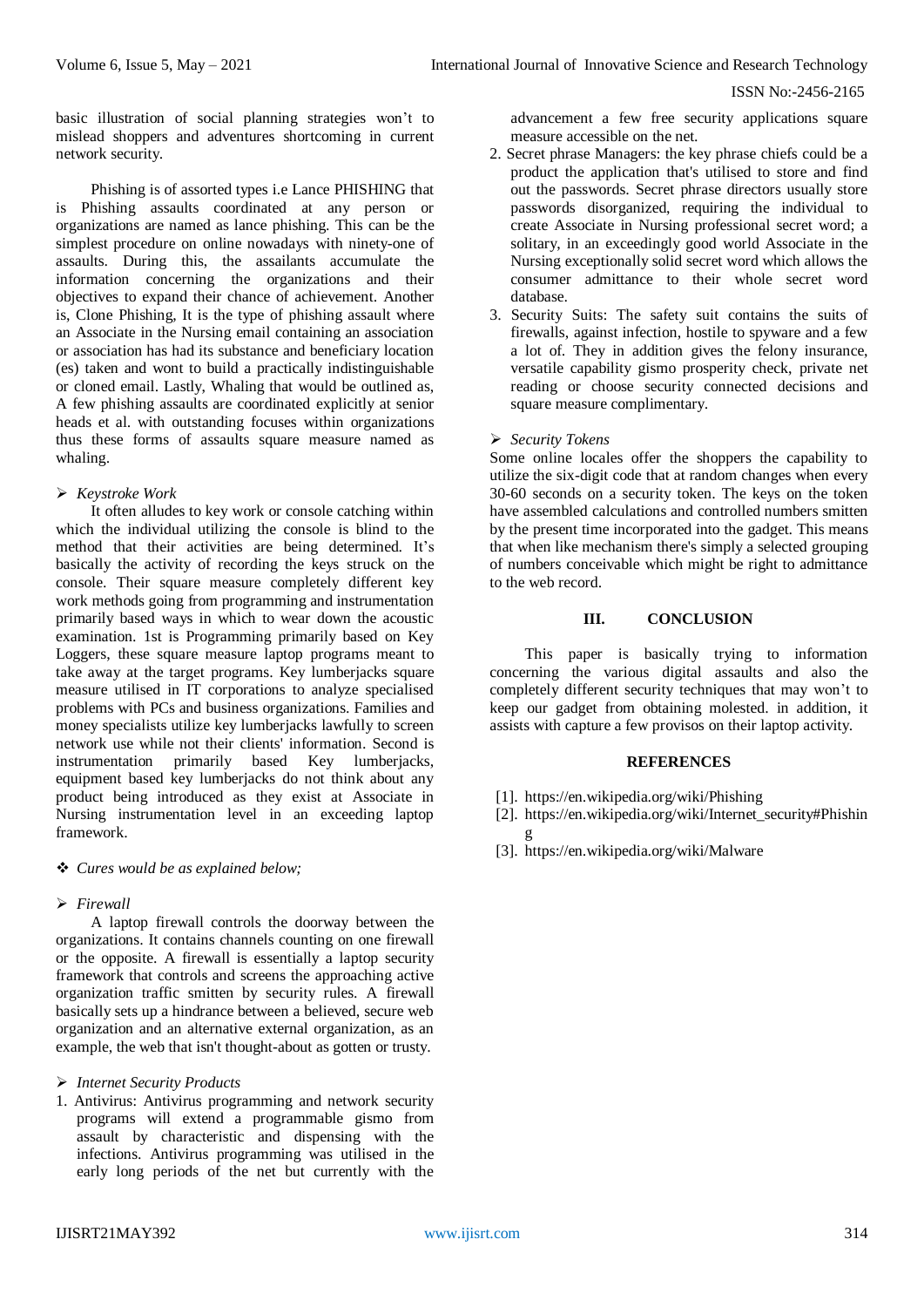basic illustration of social planning strategies won't to mislead shoppers and adventures shortcoming in current network security.

Phishing is of assorted types i.e Lance PHISHING that is Phishing assaults coordinated at any person or organizations are named as lance phishing. This can be the simplest procedure on online nowadays with ninety-one of assaults. During this, the assailants accumulate the information concerning the organizations and their objectives to expand their chance of achievement. Another is, Clone Phishing, It is the type of phishing assault where an Associate in the Nursing email containing an association or association has had its substance and beneficiary location (es) taken and wont to build a practically indistinguishable or cloned email. Lastly, Whaling that would be outlined as, A few phishing assaults are coordinated explicitly at senior heads et al. with outstanding focuses within organizations thus these forms of assaults square measure named as whaling.

- *Keystroke Work*

It often alludes to key work or console catching within which the individual utilizing the console is blind to the method that their activities are being determined. It's basically the activity of recording the keys struck on the console. Their square measure completely different key work methods going from programming and instrumentation primarily based ways in which to wear down the acoustic examination. 1st is Programming primarily based on Key Loggers, these square measure laptop programs meant to take away at the target programs. Key lumberjacks square measure utilised in IT corporations to analyze specialised problems with PCs and business organizations. Families and money specialists utilize key lumberjacks lawfully to screen network use while not their clients' information. Second is instrumentation primarily based Key lumberjacks, equipment based key lumberjacks do not think about any product being introduced as they exist at Associate in Nursing instrumentation level in an exceeding laptop framework.

- *Cures would be as explained below;*

- *Firewall*

A laptop firewall controls the doorway between the organizations. It contains channels counting on one firewall or the opposite. A firewall is essentially a laptop security framework that controls and screens the approaching active organization traffic smitten by security rules. A firewall basically sets up a hindrance between a believed, secure web organization and an alternative external organization, as an example, the web that isn't thought-about as gotten or trusty.

- *Internet Security Products*

1. Antivirus: Antivirus programming and network security programs will extend a programmable gismo from assault by characteristic and dispensing with the infections. Antivirus programming was utilised in the early long periods of the net but currently with the advancement a few free security applications square measure accessible on the net.
2. Secret phrase Managers: the key phrase chiefs could be a product the application that's utilised to store and find out the passwords. Secret phrase directors usually store passwords disorganized, requiring the individual to create Associate in Nursing professional secret word; a solitary, in an exceedingly good world Associate in the Nursing exceptionally solid secret word which allows the consumer admittance to their whole secret word database.
3. Security Suits: The safety suit contains the suits of firewalls, against infection, hostile to spyware and a few a lot of. They in addition gives the felony insurance, versatile capability gismo prosperity check, private net reading or choose security connected decisions and square measure complimentary.

- *Security Tokens*

Some online locales offer the shoppers the capability to utilize the six-digit code that at random changes when every 30-60 seconds on a security token. The keys on the token have assembled calculations and controlled numbers smitten by the present time incorporated into the gadget. This means that when like mechanism there's simply a selected grouping of numbers conceivable which might be right to admittance to the web record.

## III. CONCLUSION

This paper is basically trying to information concerning the various digital assaults and also the completely different security techniques that may won't to keep our gadget from obtaining molested. in addition, it assists with capture a few provisos on their laptop activity.

## REFERENCES

[1]. https://en.wikipedia.org/wiki/Phishing
[2]. https://en.wikipedia.org/wiki/Internet_security#Phishing
[3]. https://en.wikipedia.org/wiki/Malware